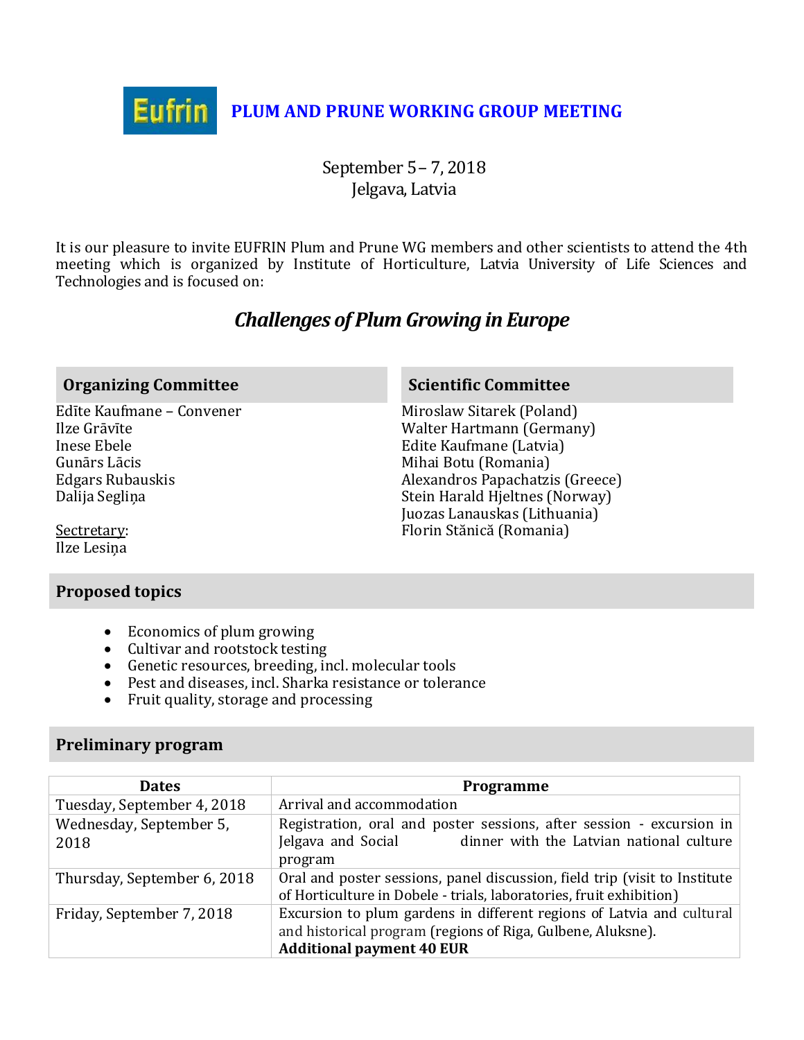# Eufrin PLUM AND PRUNE WORKING GROUP MEETING

September 5 – 7, 2018
Jelgava, Latvia

It is our pleasure to invite EUFRIN Plum and Prune WG members and other scientists to attend the 4th meeting which is organized by Institute of Horticulture, Latvia University of Life Sciences and Technologies and is focused on:

## *Challenges of Plum Growing in Europe*

### Organizing Committee

Edīte Kaufmane – Convener
Ilze Grāvīte
Inese Ebele
Gunārs Lācis
Edgars Rubauskis
Dalija Segliņa

Sectretary:
Ilze Lesiņa

### Scientific Committee

Miroslaw Sitarek (Poland)
Walter Hartmann (Germany)
Edite Kaufmane (Latvia)
Mihai Botu (Romania)
Alexandros Papachatzis (Greece)
Stein Harald Hjeltnes (Norway)
Juozas Lanauskas (Lithuania)
Florin Stănică (Romania)

### Proposed topics

- Economics of plum growing
- Cultivar and rootstock testing
- Genetic resources, breeding, incl. molecular tools
- Pest and diseases, incl. Sharka resistance or tolerance
- Fruit quality, storage and processing

### Preliminary program

| Dates | Programme |
|---|---|
| Tuesday, September 4, 2018 | Arrival and accommodation |
| Wednesday, September 5, 2018 | Registration, oral and poster sessions, after session - excursion in Jelgava and Social dinner with the Latvian national culture program |
| Thursday, September 6, 2018 | Oral and poster sessions, panel discussion, field trip (visit to Institute of Horticulture in Dobele - trials, laboratories, fruit exhibition) |
| Friday, September 7, 2018 | Excursion to plum gardens in different regions of Latvia and cultural and historical program (regions of Riga, Gulbene, Aluksne). **Additional payment 40 EUR** |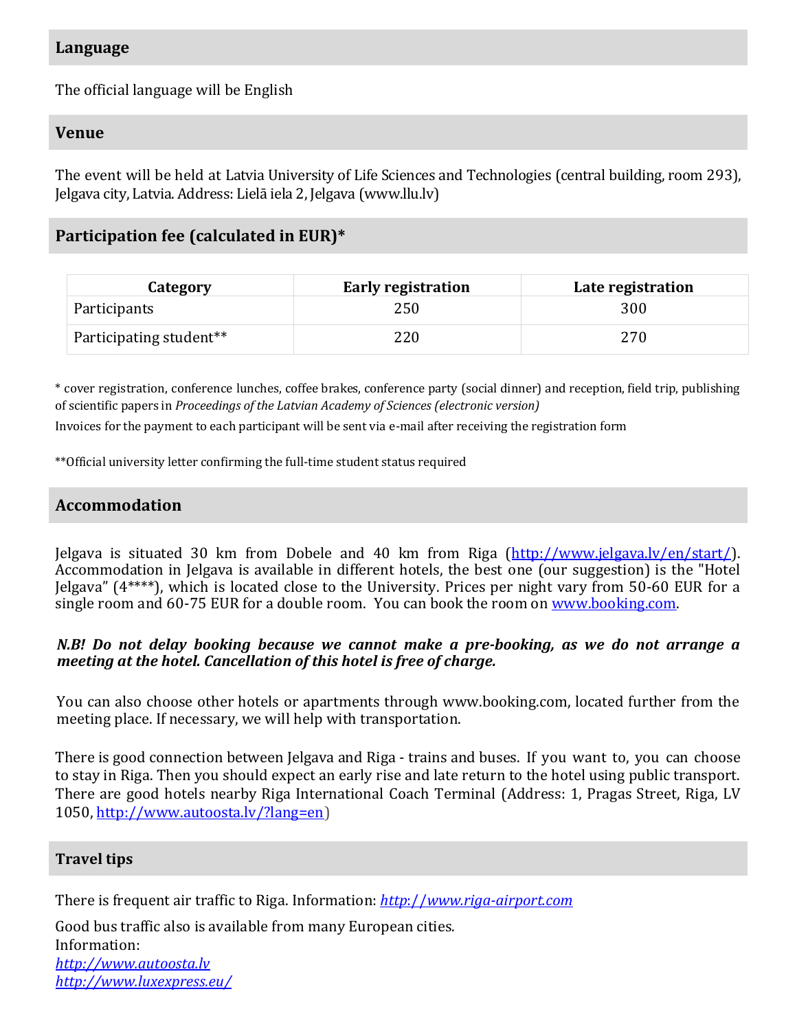## Language

The official language will be English

## Venue

The event will be held at Latvia University of Life Sciences and Technologies (central building, room 293), Jelgava city, Latvia. Address: Lielā iela 2, Jelgava (www.llu.lv)

## Participation fee (calculated in EUR)*

| Category | Early registration | Late registration |
|---|---|---|
| Participants | 250 | 300 |
| Participating student** | 220 | 270 |

* cover registration, conference lunches, coffee brakes, conference party (social dinner) and reception, field trip, publishing of scientific papers in *Proceedings of the Latvian Academy of Sciences (electronic version)*

Invoices for the payment to each participant will be sent via e-mail after receiving the registration form

**Official university letter confirming the full-time student status required

## Accommodation

Jelgava is situated 30 km from Dobele and 40 km from Riga (http://www.jelgava.lv/en/start/). Accommodation in Jelgava is available in different hotels, the best one (our suggestion) is the "Hotel Jelgava" (4****), which is located close to the University. Prices per night vary from 50-60 EUR for a single room and 60-75 EUR for a double room. You can book the room on www.booking.com.

***N.B! Do not delay booking because we cannot make a pre-booking, as we do not arrange a meeting at the hotel. Cancellation of this hotel is free of charge.***

You can also choose other hotels or apartments through www.booking.com, located further from the meeting place. If necessary, we will help with transportation.

There is good connection between Jelgava and Riga - trains and buses. If you want to, you can choose to stay in Riga. Then you should expect an early rise and late return to the hotel using public transport. There are good hotels nearby Riga International Coach Terminal (Address: 1, Pragas Street, Riga, LV 1050, http://www.autoosta.lv/?lang=en)

## Travel tips

There is frequent air traffic to Riga. Information: *http://www.riga-airport.com*

Good bus traffic also is available from many European cities.
Information:
*http://www.autoosta.lv*
*http://www.luxexpress.eu/*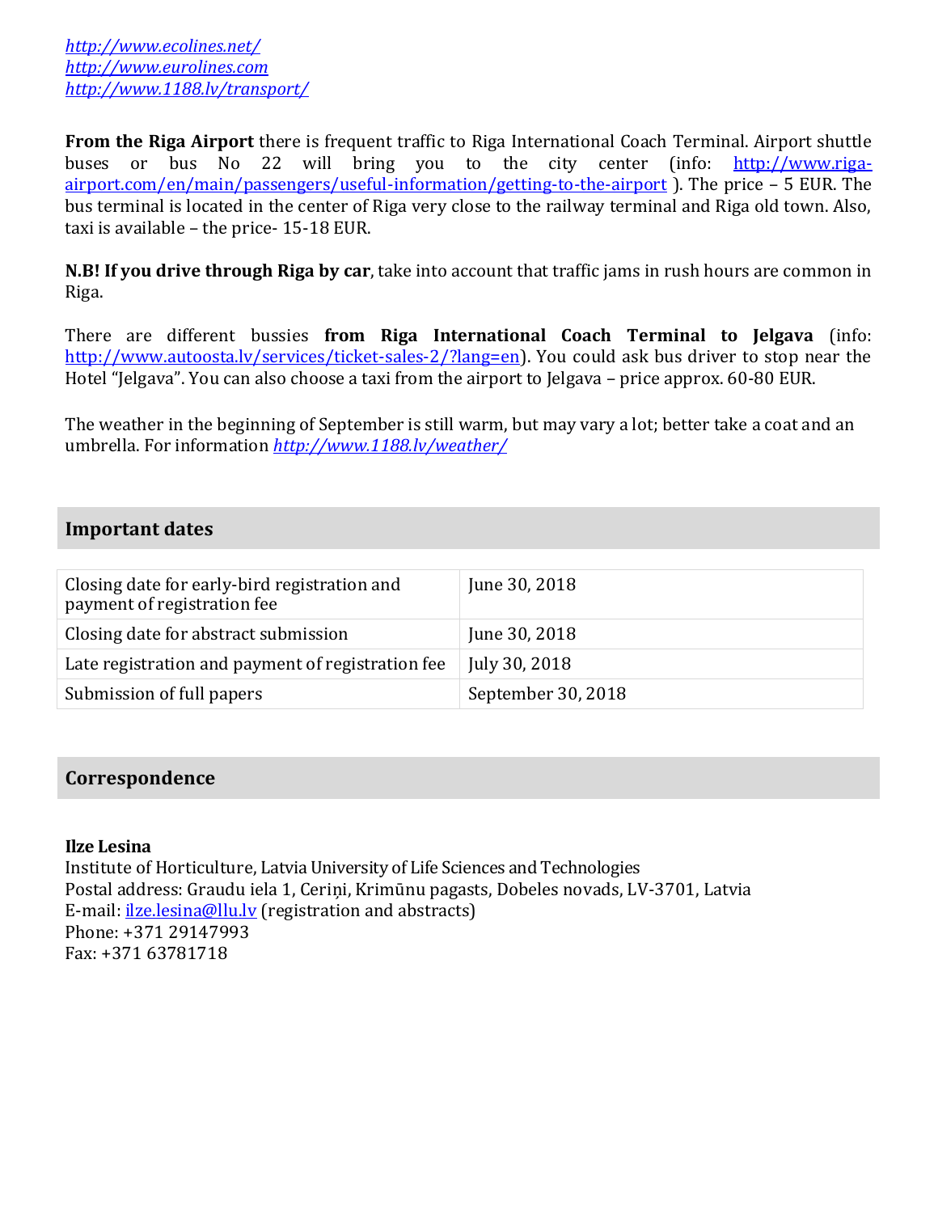*http://www.ecolines.net/*
*http://www.eurolines.com*
*http://www.1188.lv/transport/*

**From the Riga Airport** there is frequent traffic to Riga International Coach Terminal. Airport shuttle buses or bus No 22 will bring you to the city center (info: http://www.riga-airport.com/en/main/passengers/useful-information/getting-to-the-airport ). The price – 5 EUR. The bus terminal is located in the center of Riga very close to the railway terminal and Riga old town. Also, taxi is available – the price- 15-18 EUR.

**N.B! If you drive through Riga by car**, take into account that traffic jams in rush hours are common in Riga.

There are different bussies **from Riga International Coach Terminal to Jelgava** (info: http://www.autoosta.lv/services/ticket-sales-2/?lang=en). You could ask bus driver to stop near the Hotel "Jelgava". You can also choose a taxi from the airport to Jelgava – price approx. 60-80 EUR.

The weather in the beginning of September is still warm, but may vary a lot; better take a coat and an umbrella. For information *http://www.1188.lv/weather/*

## Important dates

| | |
|---|---|
| Closing date for early-bird registration and payment of registration fee | June 30, 2018 |
| Closing date for abstract submission | June 30, 2018 |
| Late registration and payment of registration fee | July 30, 2018 |
| Submission of full papers | September 30, 2018 |

## Correspondence

**Ilze Lesina**
Institute of Horticulture, Latvia University of Life Sciences and Technologies
Postal address: Graudu iela 1, Ceriņi, Krimūnu pagasts, Dobeles novads, LV-3701, Latvia
E-mail: ilze.lesina@llu.lv (registration and abstracts)
Phone: +371 29147993
Fax: +371 63781718